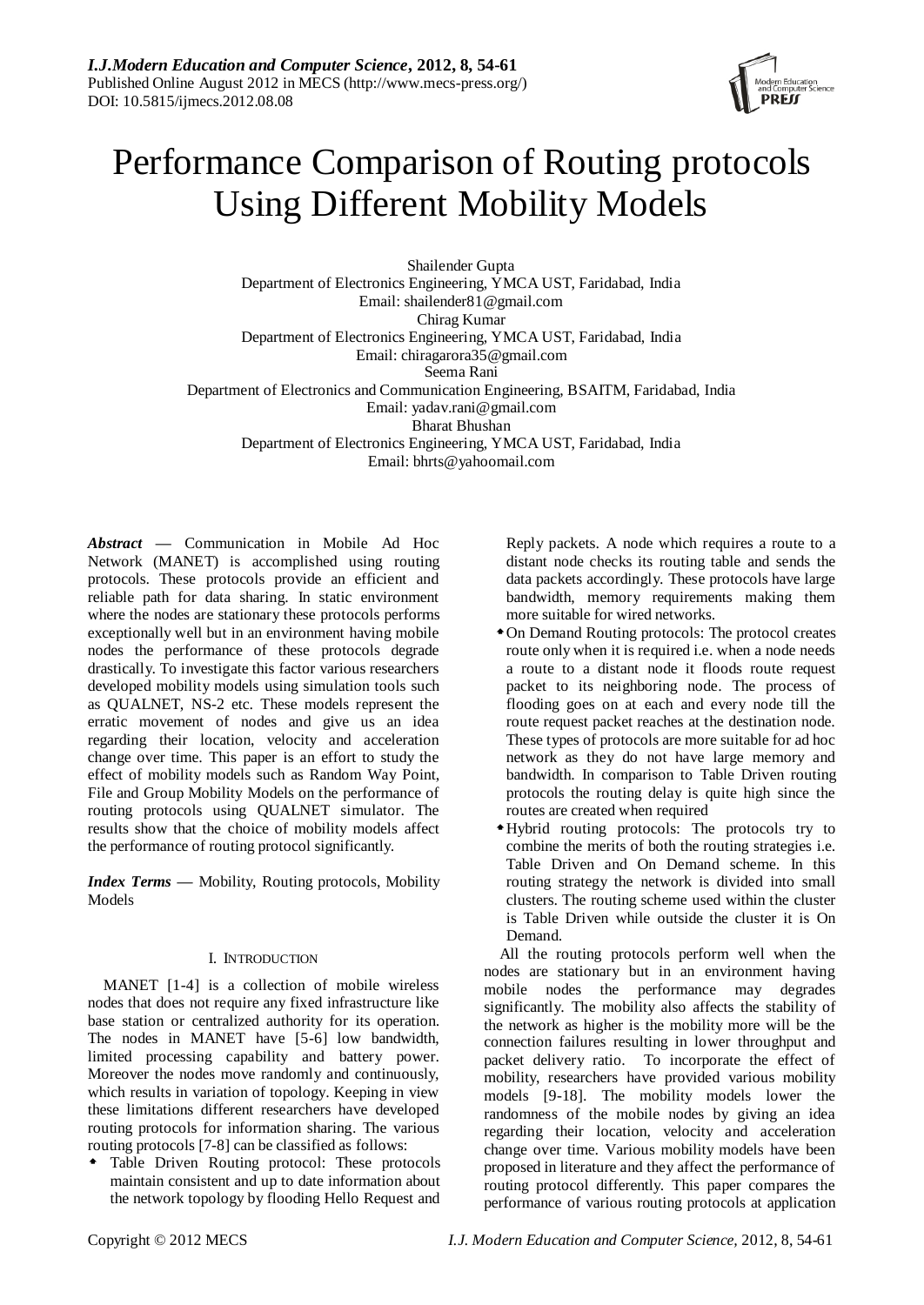# Performance Comparison of Routing protocols Using Different Mobility Models

Shailender Gupta
Department of Electronics Engineering, YMCA UST, Faridabad, India
Email: shailender81@gmail.com

Chirag Kumar
Department of Electronics Engineering, YMCA UST, Faridabad, India
Email: chiragarora35@gmail.com

Seema Rani
Department of Electronics and Communication Engineering, BSAITM, Faridabad, India
Email: yadav.rani@gmail.com

Bharat Bhushan
Department of Electronics Engineering, YMCA UST, Faridabad, India
Email: bhrts@yahoomail.com

***Abstract*** — Communication in Mobile Ad Hoc Network (MANET) is accomplished using routing protocols. These protocols provide an efficient and reliable path for data sharing. In static environment where the nodes are stationary these protocols performs exceptionally well but in an environment having mobile nodes the performance of these protocols degrade drastically. To investigate this factor various researchers developed mobility models using simulation tools such as QUALNET, NS-2 etc. These models represent the erratic movement of nodes and give us an idea regarding their location, velocity and acceleration change over time. This paper is an effort to study the effect of mobility models such as Random Way Point, File and Group Mobility Models on the performance of routing protocols using QUALNET simulator. The results show that the choice of mobility models affect the performance of routing protocol significantly.

***Index Terms*** — Mobility, Routing protocols, Mobility Models

## I. Introduction

MANET [1-4] is a collection of mobile wireless nodes that does not require any fixed infrastructure like base station or centralized authority for its operation. The nodes in MANET have [5-6] low bandwidth, limited processing capability and battery power. Moreover the nodes move randomly and continuously, which results in variation of topology. Keeping in view these limitations different researchers have developed routing protocols for information sharing. The various routing protocols [7-8] can be classified as follows:

- Table Driven Routing protocol: These protocols maintain consistent and up to date information about the network topology by flooding Hello Request and Reply packets. A node which requires a route to a distant node checks its routing table and sends the data packets accordingly. These protocols have large bandwidth, memory requirements making them more suitable for wired networks.
- On Demand Routing protocols: The protocol creates route only when it is required i.e. when a node needs a route to a distant node it floods route request packet to its neighboring node. The process of flooding goes on at each and every node till the route request packet reaches at the destination node. These types of protocols are more suitable for ad hoc network as they do not have large memory and bandwidth. In comparison to Table Driven routing protocols the routing delay is quite high since the routes are created when required
- Hybrid routing protocols: The protocols try to combine the merits of both the routing strategies i.e. Table Driven and On Demand scheme. In this routing strategy the network is divided into small clusters. The routing scheme used within the cluster is Table Driven while outside the cluster it is On Demand.

All the routing protocols perform well when the nodes are stationary but in an environment having mobile nodes the performance may degrades significantly. The mobility also affects the stability of the network as higher is the mobility more will be the connection failures resulting in lower throughput and packet delivery ratio. To incorporate the effect of mobility, researchers have provided various mobility models [9-18]. The mobility models lower the randomness of the mobile nodes by giving an idea regarding their location, velocity and acceleration change over time. Various mobility models have been proposed in literature and they affect the performance of routing protocol differently. This paper compares the performance of various routing protocols at application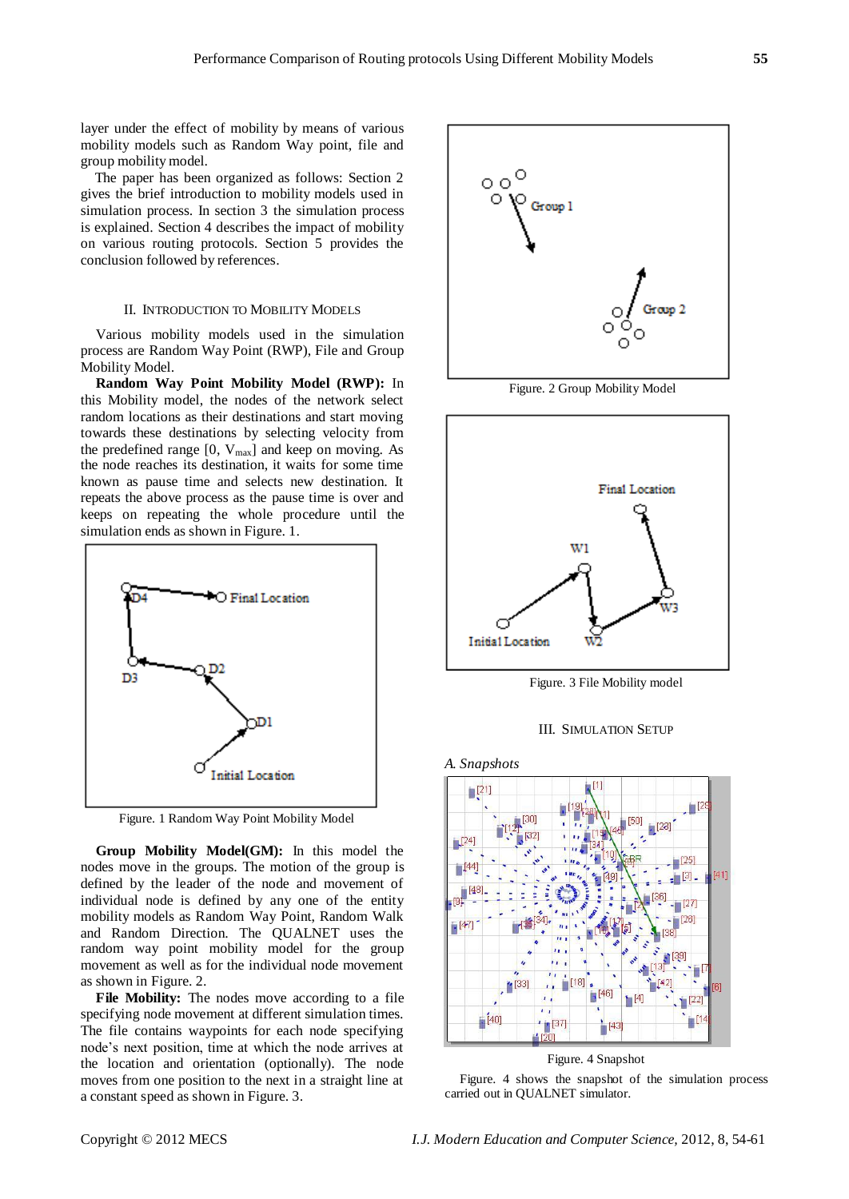layer under the effect of mobility by means of various mobility models such as Random Way point, file and group mobility model.

The paper has been organized as follows: Section 2 gives the brief introduction to mobility models used in simulation process. In section 3 the simulation process is explained. Section 4 describes the impact of mobility on various routing protocols. Section 5 provides the conclusion followed by references.

## II. Introduction to Mobility Models

Various mobility models used in the simulation process are Random Way Point (RWP), File and Group Mobility Model.

**Random Way Point Mobility Model (RWP):** In this Mobility model, the nodes of the network select random locations as their destinations and start moving towards these destinations by selecting velocity from the predefined range [0, $V_{max}$] and keep on moving. As the node reaches its destination, it waits for some time known as pause time and selects new destination. It repeats the above process as the pause time is over and keeps on repeating the whole procedure until the simulation ends as shown in Figure. 1.

Figure. 1 Random Way Point Mobility Model

**Group Mobility Model(GM):** In this model the nodes move in the groups. The motion of the group is defined by the leader of the node and movement of individual node is defined by any one of the entity mobility models as Random Way Point, Random Walk and Random Direction. The QUALNET uses the random way point mobility model for the group movement as well as for the individual node movement as shown in Figure. 2.

**File Mobility:** The nodes move according to a file specifying node movement at different simulation times. The file contains waypoints for each node specifying node's next position, time at which the node arrives at the location and orientation (optionally). The node moves from one position to the next in a straight line at a constant speed as shown in Figure. 3.

Figure. 2 Group Mobility Model

Figure. 3 File Mobility model

## III. Simulation Setup

### *A. Snapshots*

Figure. 4 Snapshot

Figure. 4 shows the snapshot of the simulation process carried out in QUALNET simulator.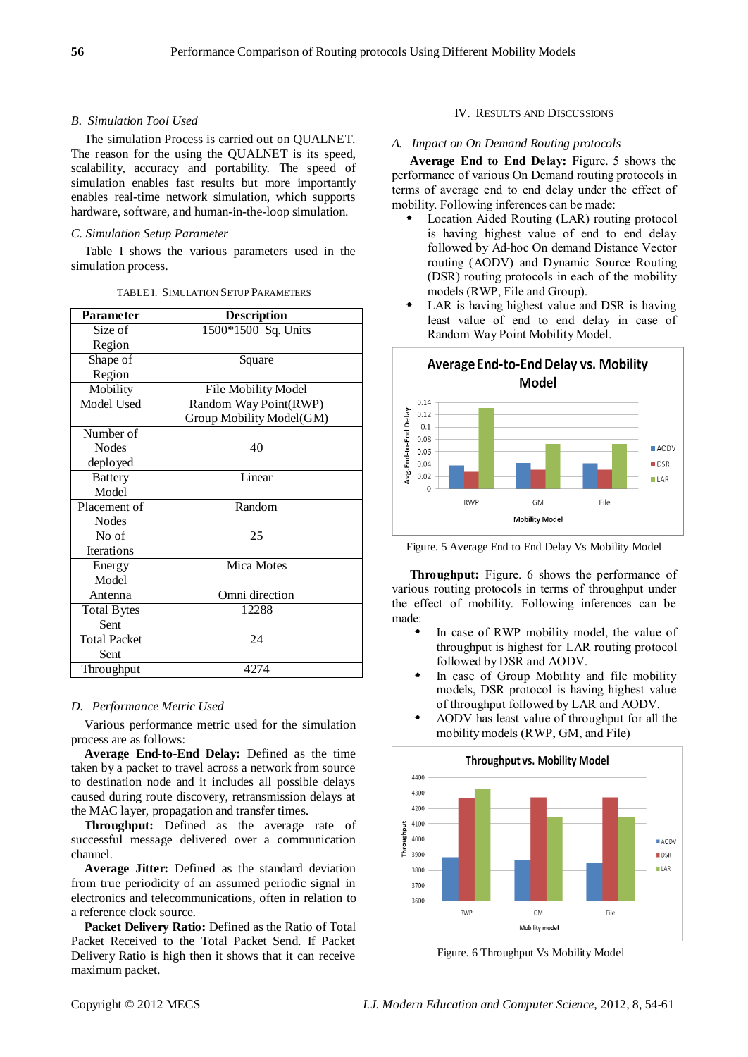### B. Simulation Tool Used

The simulation Process is carried out on QUALNET. The reason for the using the QUALNET is its speed, scalability, accuracy and portability. The speed of simulation enables fast results but more importantly enables real-time network simulation, which supports hardware, software, and human-in-the-loop simulation.

### C. Simulation Setup Parameter

Table I shows the various parameters used in the simulation process.

TABLE I. SIMULATION SETUP PARAMETERS

| Parameter | Description |
|---|---|
| Size of Region | 1500*1500 Sq. Units |
| Shape of Region | Square |
| Mobility Model Used | File Mobility Model<br>Random Way Point(RWP)<br>Group Mobility Model(GM) |
| Number of Nodes deployed | 40 |
| Battery Model | Linear |
| Placement of Nodes | Random |
| No of Iterations | 25 |
| Energy Model | Mica Motes |
| Antenna | Omni direction |
| Total Bytes Sent | 12288 |
| Total Packet Sent | 24 |
| Throughput | 4274 |

### D. Performance Metric Used

Various performance metric used for the simulation process are as follows:

**Average End-to-End Delay:** Defined as the time taken by a packet to travel across a network from source to destination node and it includes all possible delays caused during route discovery, retransmission delays at the MAC layer, propagation and transfer times.

**Throughput:** Defined as the average rate of successful message delivered over a communication channel.

**Average Jitter:** Defined as the standard deviation from true periodicity of an assumed periodic signal in electronics and telecommunications, often in relation to a reference clock source.

**Packet Delivery Ratio:** Defined as the Ratio of Total Packet Received to the Total Packet Send. If Packet Delivery Ratio is high then it shows that it can receive maximum packet.

## IV. RESULTS AND DISCUSSIONS

### A. Impact on On Demand Routing protocols

**Average End to End Delay:** Figure. 5 shows the performance of various On Demand routing protocols in terms of average end to end delay under the effect of mobility. Following inferences can be made:

- Location Aided Routing (LAR) routing protocol is having highest value of end to end delay followed by Ad-hoc On demand Distance Vector routing (AODV) and Dynamic Source Routing (DSR) routing protocols in each of the mobility models (RWP, File and Group).
- LAR is having highest value and DSR is having least value of end to end delay in case of Random Way Point Mobility Model.

Figure. 5 Average End to End Delay Vs Mobility Model

**Throughput:** Figure. 6 shows the performance of various routing protocols in terms of throughput under the effect of mobility. Following inferences can be made:

- In case of RWP mobility model, the value of throughput is highest for LAR routing protocol followed by DSR and AODV.
- In case of Group Mobility and file mobility models, DSR protocol is having highest value of throughput followed by LAR and AODV.
- AODV has least value of throughput for all the mobility models (RWP, GM, and File)

Figure. 6 Throughput Vs Mobility Model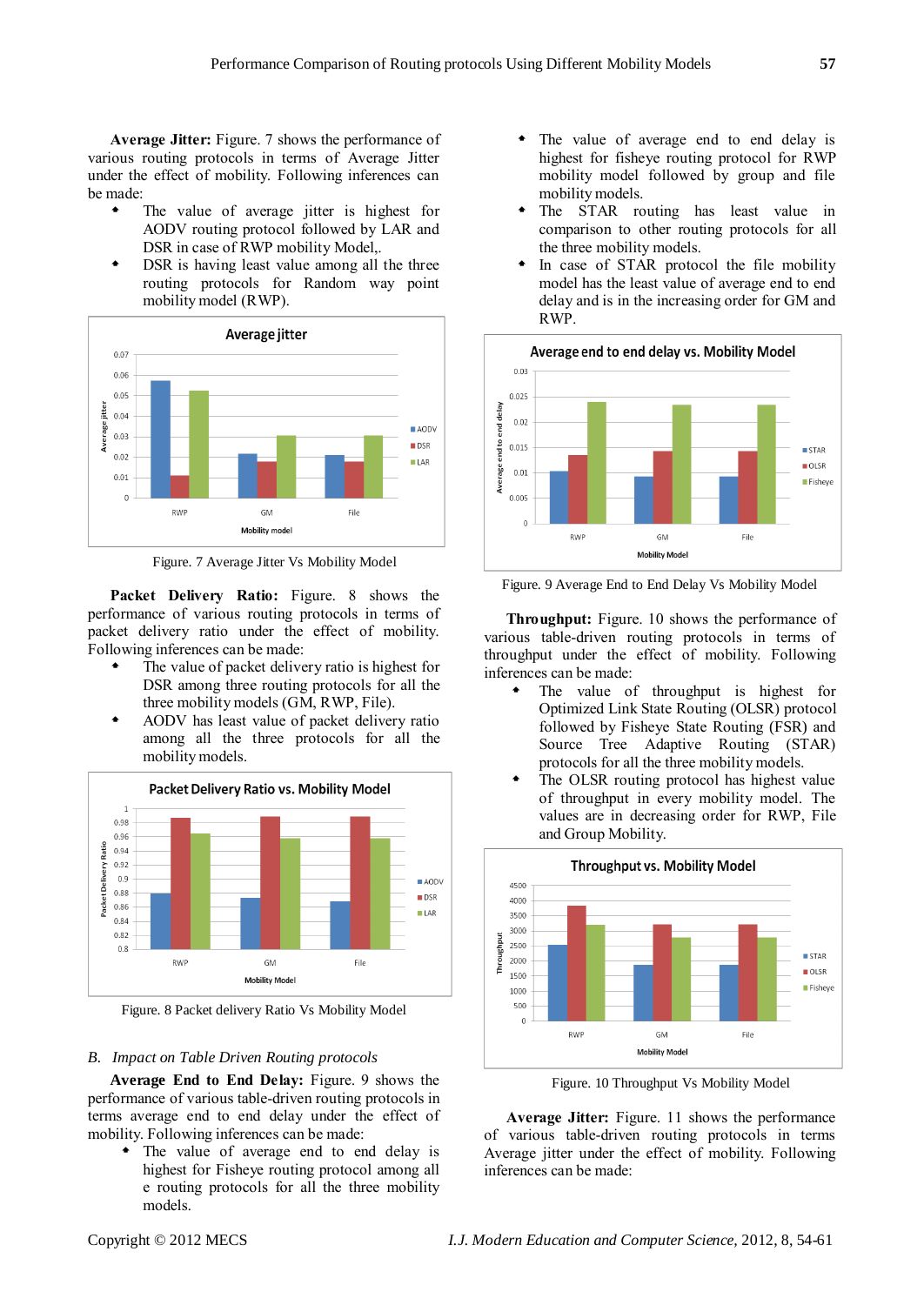**Average Jitter:** Figure. 7 shows the performance of various routing protocols in terms of Average Jitter under the effect of mobility. Following inferences can be made:

- The value of average jitter is highest for AODV routing protocol followed by LAR and DSR in case of RWP mobility Model,.
- DSR is having least value among all the three routing protocols for Random way point mobility model (RWP).

Figure. 7 Average Jitter Vs Mobility Model

**Packet Delivery Ratio:** Figure. 8 shows the performance of various routing protocols in terms of packet delivery ratio under the effect of mobility. Following inferences can be made:

- The value of packet delivery ratio is highest for DSR among three routing protocols for all the three mobility models (GM, RWP, File).
- AODV has least value of packet delivery ratio among all the three protocols for all the mobility models.

Figure. 8 Packet delivery Ratio Vs Mobility Model

## B. *Impact on Table Driven Routing protocols*

**Average End to End Delay:** Figure. 9 shows the performance of various table-driven routing protocols in terms average end to end delay under the effect of mobility. Following inferences can be made:

- The value of average end to end delay is highest for Fisheye routing protocol among all e routing protocols for all the three mobility models.
- The value of average end to end delay is highest for fisheye routing protocol for RWP mobility model followed by group and file mobility models.
- The STAR routing has least value in comparison to other routing protocols for all the three mobility models.
- In case of STAR protocol the file mobility model has the least value of average end to end delay and is in the increasing order for GM and RWP.

Figure. 9 Average End to End Delay Vs Mobility Model

**Throughput:** Figure. 10 shows the performance of various table-driven routing protocols in terms of throughput under the effect of mobility. Following inferences can be made:

- The value of throughput is highest for Optimized Link State Routing (OLSR) protocol followed by Fisheye State Routing (FSR) and Source Tree Adaptive Routing (STAR) protocols for all the three mobility models.
- The OLSR routing protocol has highest value of throughput in every mobility model. The values are in decreasing order for RWP, File and Group Mobility.

Figure. 10 Throughput Vs Mobility Model

**Average Jitter:** Figure. 11 shows the performance of various table-driven routing protocols in terms Average jitter under the effect of mobility. Following inferences can be made: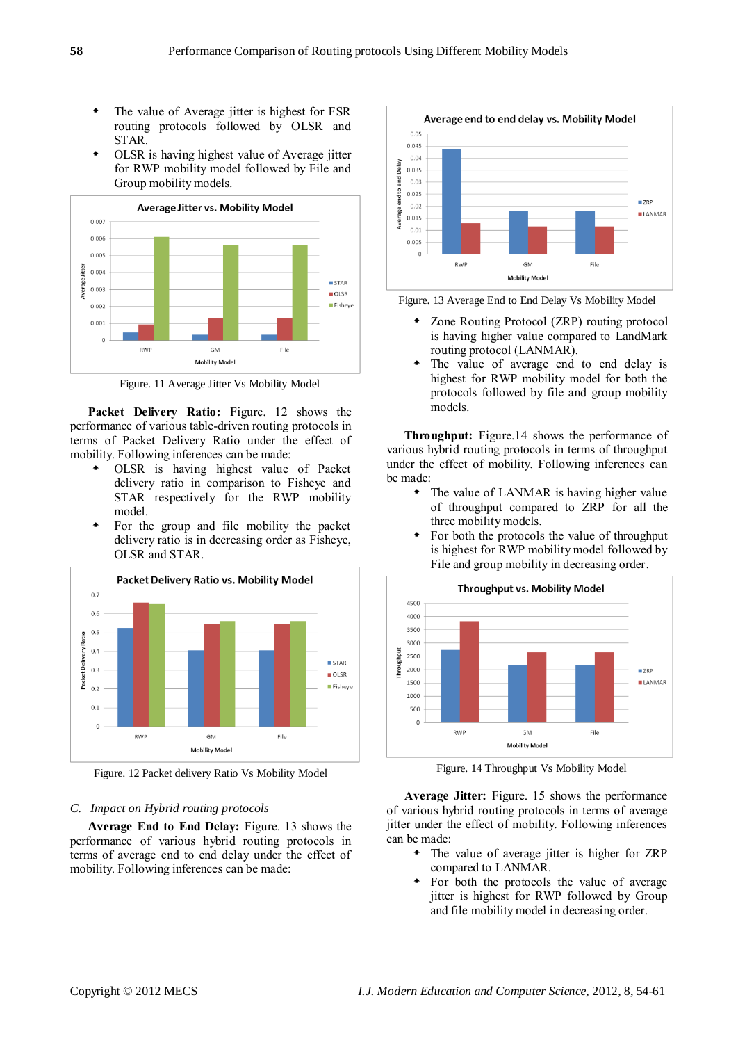- The value of Average jitter is highest for FSR routing protocols followed by OLSR and STAR.
- OLSR is having highest value of Average jitter for RWP mobility model followed by File and Group mobility models.

Figure. 11 Average Jitter Vs Mobility Model

**Packet Delivery Ratio:** Figure. 12 shows the performance of various table-driven routing protocols in terms of Packet Delivery Ratio under the effect of mobility. Following inferences can be made:

- OLSR is having highest value of Packet delivery ratio in comparison to Fisheye and STAR respectively for the RWP mobility model.
- For the group and file mobility the packet delivery ratio is in decreasing order as Fisheye, OLSR and STAR.

Figure. 12 Packet delivery Ratio Vs Mobility Model

### *C. Impact on Hybrid routing protocols*

**Average End to End Delay:** Figure. 13 shows the performance of various hybrid routing protocols in terms of average end to end delay under the effect of mobility. Following inferences can be made:

Figure. 13 Average End to End Delay Vs Mobility Model

- Zone Routing Protocol (ZRP) routing protocol is having higher value compared to LandMark routing protocol (LANMAR).
- The value of average end to end delay is highest for RWP mobility model for both the protocols followed by file and group mobility models.

**Throughput:** Figure.14 shows the performance of various hybrid routing protocols in terms of throughput under the effect of mobility. Following inferences can be made:

- The value of LANMAR is having higher value of throughput compared to ZRP for all the three mobility models.
- For both the protocols the value of throughput is highest for RWP mobility model followed by File and group mobility in decreasing order.

Figure. 14 Throughput Vs Mobility Model

**Average Jitter:** Figure. 15 shows the performance of various hybrid routing protocols in terms of average jitter under the effect of mobility. Following inferences can be made:

- The value of average jitter is higher for ZRP compared to LANMAR.
- For both the protocols the value of average jitter is highest for RWP followed by Group and file mobility model in decreasing order.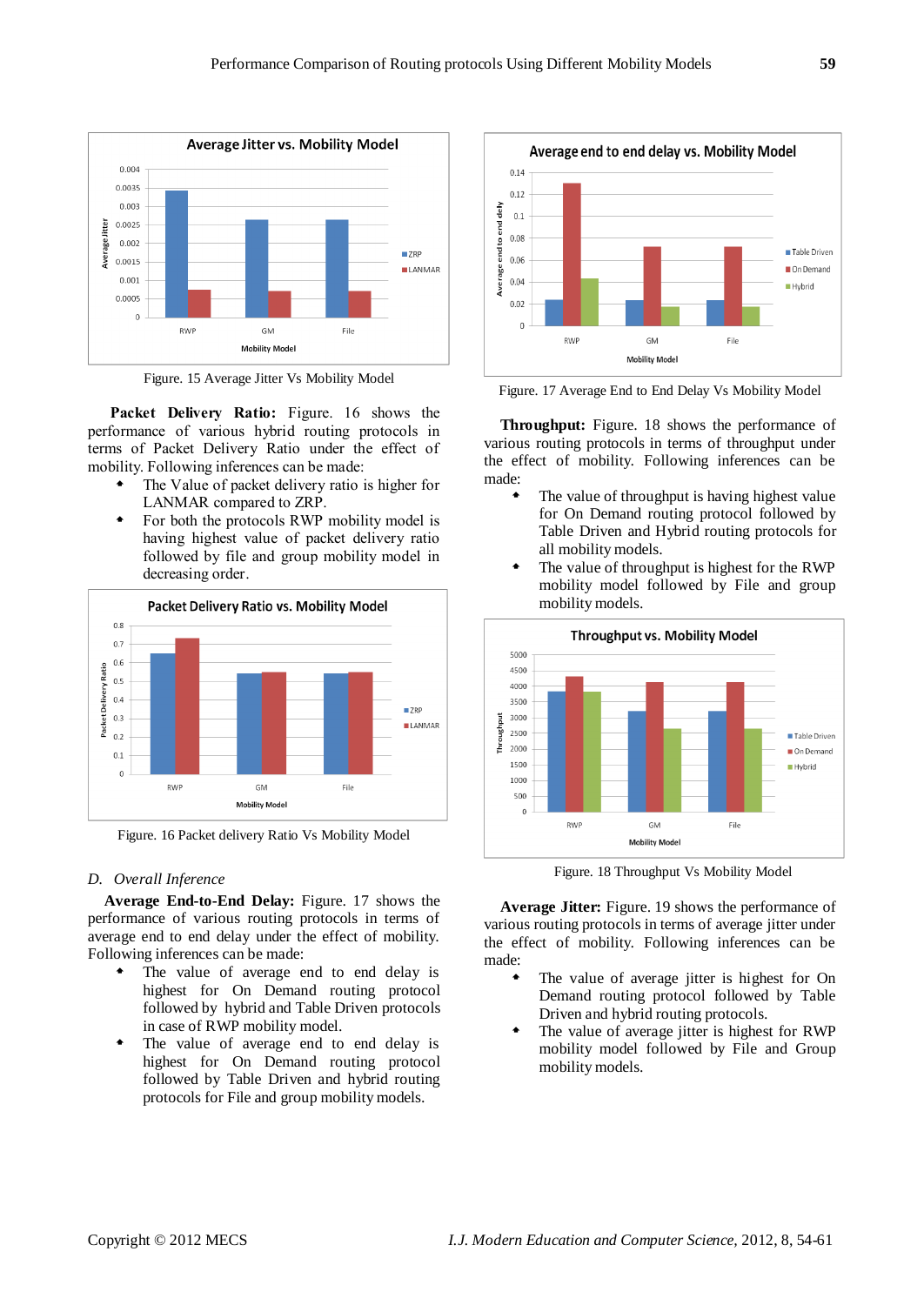Figure. 15 Average Jitter Vs Mobility Model

**Packet Delivery Ratio:** Figure. 16 shows the performance of various hybrid routing protocols in terms of Packet Delivery Ratio under the effect of mobility. Following inferences can be made:

- The Value of packet delivery ratio is higher for LANMAR compared to ZRP.
- For both the protocols RWP mobility model is having highest value of packet delivery ratio followed by file and group mobility model in decreasing order.

Figure. 16 Packet delivery Ratio Vs Mobility Model

## *D. Overall Inference*

**Average End-to-End Delay:** Figure. 17 shows the performance of various routing protocols in terms of average end to end delay under the effect of mobility. Following inferences can be made:

- The value of average end to end delay is highest for On Demand routing protocol followed by hybrid and Table Driven protocols in case of RWP mobility model.
- The value of average end to end delay is highest for On Demand routing protocol followed by Table Driven and hybrid routing protocols for File and group mobility models.

Figure. 17 Average End to End Delay Vs Mobility Model

**Throughput:** Figure. 18 shows the performance of various routing protocols in terms of throughput under the effect of mobility. Following inferences can be made:

- The value of throughput is having highest value for On Demand routing protocol followed by Table Driven and Hybrid routing protocols for all mobility models.
- The value of throughput is highest for the RWP mobility model followed by File and group mobility models.

Figure. 18 Throughput Vs Mobility Model

**Average Jitter:** Figure. 19 shows the performance of various routing protocols in terms of average jitter under the effect of mobility. Following inferences can be made:

- The value of average jitter is highest for On Demand routing protocol followed by Table Driven and hybrid routing protocols.
- The value of average jitter is highest for RWP mobility model followed by File and Group mobility models.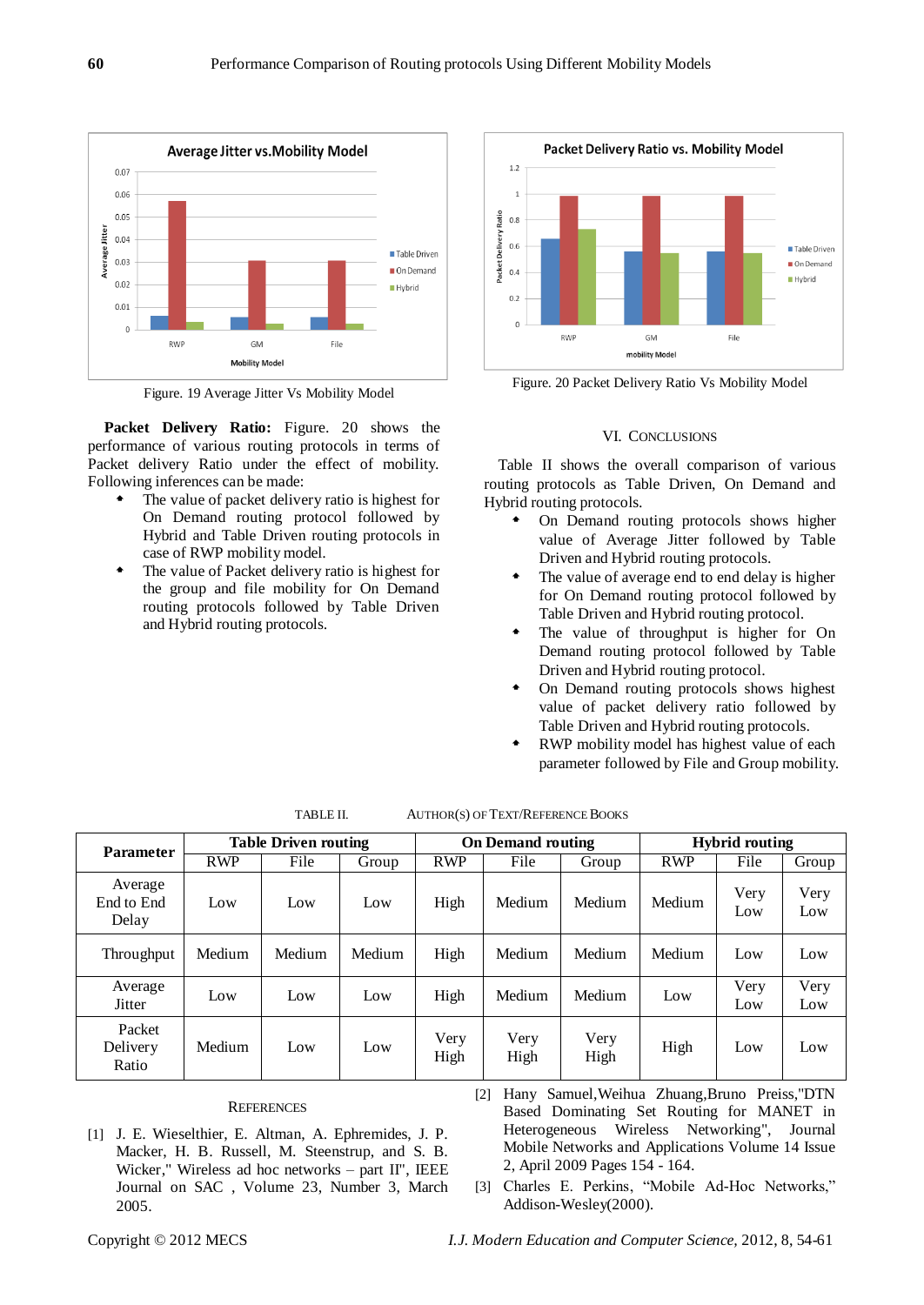Figure. 19 Average Jitter Vs Mobility Model

**Packet Delivery Ratio:** Figure. 20 shows the performance of various routing protocols in terms of Packet delivery Ratio under the effect of mobility. Following inferences can be made:

- The value of packet delivery ratio is highest for On Demand routing protocol followed by Hybrid and Table Driven routing protocols in case of RWP mobility model.
- The value of Packet delivery ratio is highest for the group and file mobility for On Demand routing protocols followed by Table Driven and Hybrid routing protocols.

Figure. 20 Packet Delivery Ratio Vs Mobility Model

## VI. Conclusions

Table II shows the overall comparison of various routing protocols as Table Driven, On Demand and Hybrid routing protocols.

- On Demand routing protocols shows higher value of Average Jitter followed by Table Driven and Hybrid routing protocols.
- The value of average end to end delay is higher for On Demand routing protocol followed by Table Driven and Hybrid routing protocol.
- The value of throughput is higher for On Demand routing protocol followed by Table Driven and Hybrid routing protocol.
- On Demand routing protocols shows highest value of packet delivery ratio followed by Table Driven and Hybrid routing protocols.
- RWP mobility model has highest value of each parameter followed by File and Group mobility.

TABLE II. Author(s) of Text/Reference Books

| Parameter | Table Driven routing | | | On Demand routing | | | Hybrid routing | | |
|---|---|---|---|---|---|---|---|---|---|
| | RWP | File | Group | RWP | File | Group | RWP | File | Group |
| Average End to End Delay | Low | Low | Low | High | Medium | Medium | Medium | Very Low | Very Low |
| Throughput | Medium | Medium | Medium | High | Medium | Medium | Medium | Low | Low |
| Average Jitter | Low | Low | Low | High | Medium | Medium | Low | Very Low | Very Low |
| Packet Delivery Ratio | Medium | Low | Low | Very High | Very High | Very High | High | Low | Low |

## References

[1] J. E. Wieselthier, E. Altman, A. Ephremides, J. P. Macker, H. B. Russell, M. Steenstrup, and S. B. Wicker," Wireless ad hoc networks – part II", IEEE Journal on SAC , Volume 23, Number 3, March 2005.

[2] Hany Samuel,Weihua Zhuang,Bruno Preiss,"DTN Based Dominating Set Routing for MANET in Heterogeneous Wireless Networking", Journal Mobile Networks and Applications Volume 14 Issue 2, April 2009 Pages 154 - 164.

[3] Charles E. Perkins, "Mobile Ad-Hoc Networks," Addison-Wesley(2000).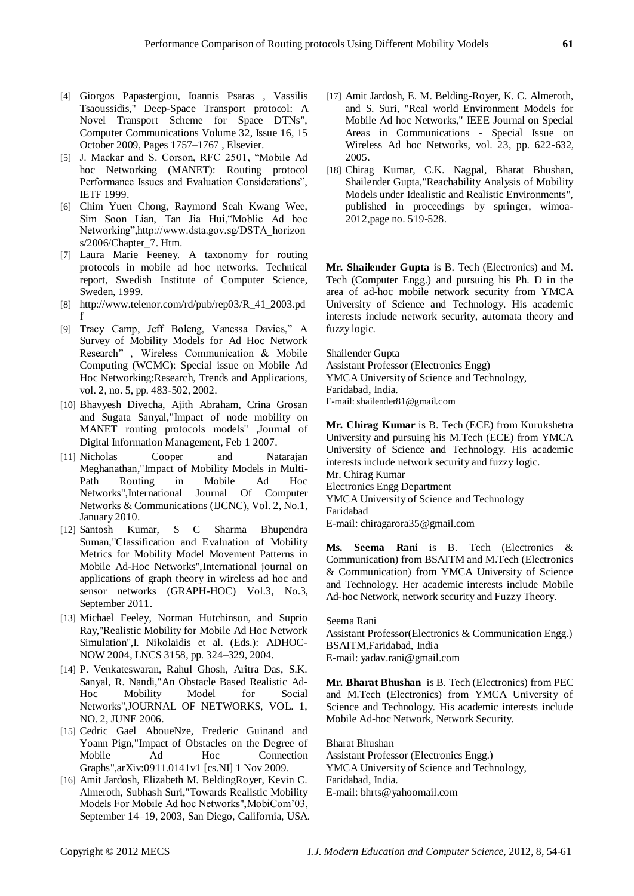[4] Giorgos Papastergiou, Ioannis Psaras , Vassilis Tsaoussidis," Deep-Space Transport protocol: A Novel Transport Scheme for Space DTNs", Computer Communications Volume 32, Issue 16, 15 October 2009, Pages 1757–1767 , Elsevier.

[5] J. Mackar and S. Corson, RFC 2501, "Mobile Ad hoc Networking (MANET): Routing protocol Performance Issues and Evaluation Considerations", IETF 1999.

[6] Chim Yuen Chong, Raymond Seah Kwang Wee, Sim Soon Lian, Tan Jia Hui,"Moblie Ad hoc Networking",http://www.dsta.gov.sg/DSTA_horizons/2006/Chapter_7. Htm.

[7] Laura Marie Feeney. A taxonomy for routing protocols in mobile ad hoc networks. Technical report, Swedish Institute of Computer Science, Sweden, 1999.

[8] http://www.telenor.com/rd/pub/rep03/R_41_2003.pdf

[9] Tracy Camp, Jeff Boleng, Vanessa Davies," A Survey of Mobility Models for Ad Hoc Network Research" , Wireless Communication & Mobile Computing (WCMC): Special issue on Mobile Ad Hoc Networking:Research, Trends and Applications, vol. 2, no. 5, pp. 483-502, 2002.

[10] Bhavyesh Divecha, Ajith Abraham, Crina Grosan and Sugata Sanyal,"Impact of node mobility on MANET routing protocols models" ,Journal of Digital Information Management, Feb 1 2007.

[11] Nicholas Cooper and Natarajan Meghanathan,"Impact of Mobility Models in Multi-Path Routing in Mobile Ad Hoc Networks",International Journal Of Computer Networks & Communications (IJCNC), Vol. 2, No.1, January 2010.

[12] Santosh Kumar, S C Sharma Bhupendra Suman,"Classification and Evaluation of Mobility Metrics for Mobility Model Movement Patterns in Mobile Ad-Hoc Networks",International journal on applications of graph theory in wireless ad hoc and sensor networks (GRAPH-HOC) Vol.3, No.3, September 2011.

[13] Michael Feeley, Norman Hutchinson, and Suprio Ray,"Realistic Mobility for Mobile Ad Hoc Network Simulation",I. Nikolaidis et al. (Eds.): ADHOC-NOW 2004, LNCS 3158, pp. 324–329, 2004.

[14] P. Venkateswaran, Rahul Ghosh, Aritra Das, S.K. Sanyal, R. Nandi,"An Obstacle Based Realistic Ad-Hoc Mobility Model for Social Networks",JOURNAL OF NETWORKS, VOL. 1, NO. 2, JUNE 2006.

[15] Cedric Gael AboueNze, Frederic Guinand and Yoann Pign,"Impact of Obstacles on the Degree of Mobile Ad Hoc Connection Graphs",arXiv:0911.0141v1 [cs.NI] 1 Nov 2009.

[16] Amit Jardosh, Elizabeth M. BeldingRoyer, Kevin C. Almeroth, Subhash Suri,"Towards Realistic Mobility Models For Mobile Ad hoc Networks",MobiCom'03, September 14–19, 2003, San Diego, California, USA.

[17] Amit Jardosh, E. M. Belding-Royer, K. C. Almeroth, and S. Suri, "Real world Environment Models for Mobile Ad hoc Networks," IEEE Journal on Special Areas in Communications - Special Issue on Wireless Ad hoc Networks, vol. 23, pp. 622-632, 2005.

[18] Chirag Kumar, C.K. Nagpal, Bharat Bhushan, Shailender Gupta,"Reachability Analysis of Mobility Models under Idealistic and Realistic Environments", published in proceedings by springer, wimoa-2012,page no. 519-528.

**Mr. Shailender Gupta** is B. Tech (Electronics) and M. Tech (Computer Engg.) and pursuing his Ph. D in the area of ad-hoc mobile network security from YMCA University of Science and Technology. His academic interests include network security, automata theory and fuzzy logic.

Shailender Gupta
Assistant Professor (Electronics Engg)
YMCA University of Science and Technology,
Faridabad, India.
E-mail: shailender81@gmail.com

**Mr. Chirag Kumar** is B. Tech (ECE) from Kurukshetra University and pursuing his M.Tech (ECE) from YMCA University of Science and Technology. His academic interests include network security and fuzzy logic.
Mr. Chirag Kumar
Electronics Engg Department
YMCA University of Science and Technology
Faridabad
E-mail: chiragarora35@gmail.com

**Ms. Seema Rani** is B. Tech (Electronics & Communication) from BSAITM and M.Tech (Electronics & Communication) from YMCA University of Science and Technology. Her academic interests include Mobile Ad-hoc Network, network security and Fuzzy Theory.

Seema Rani
Assistant Professor(Electronics & Communication Engg.)
BSAITM,Faridabad, India
E-mail: yadav.rani@gmail.com

**Mr. Bharat Bhushan** is B. Tech (Electronics) from PEC and M.Tech (Electronics) from YMCA University of Science and Technology. His academic interests include Mobile Ad-hoc Network, Network Security.

Bharat Bhushan
Assistant Professor (Electronics Engg.)
YMCA University of Science and Technology,
Faridabad, India.
E-mail: bhrts@yahoomail.com